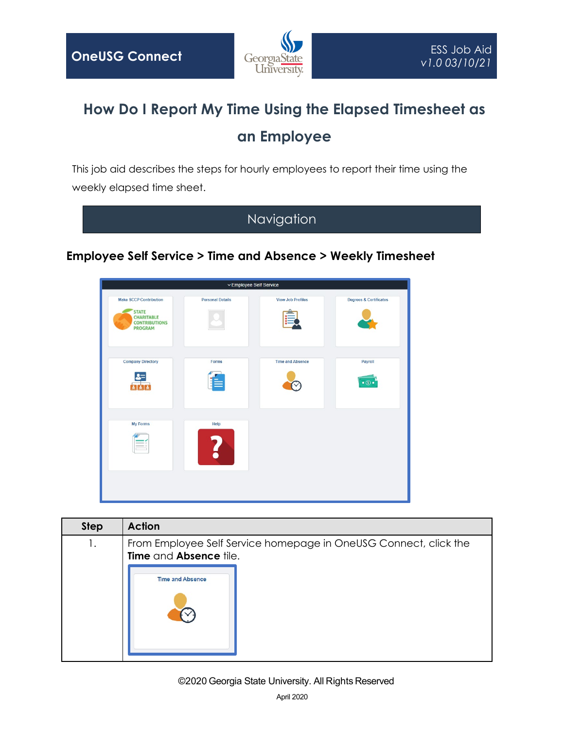OneUSG Connect

ESS Job Aid
v1.0 03/10/21

# How Do I Report My Time Using the Elapsed Timesheet as an Employee

This job aid describes the steps for hourly employees to report their time using the weekly elapsed time sheet.

## Navigation

**Employee Self Service > Time and Absence > Weekly Timesheet**

| Step | Action |
|---|---|
| 1. | From Employee Self Service homepage in OneUSG Connect, click the **Time** and **Absence** tile. |

©2020 Georgia State University. All Rights Reserved

April 2020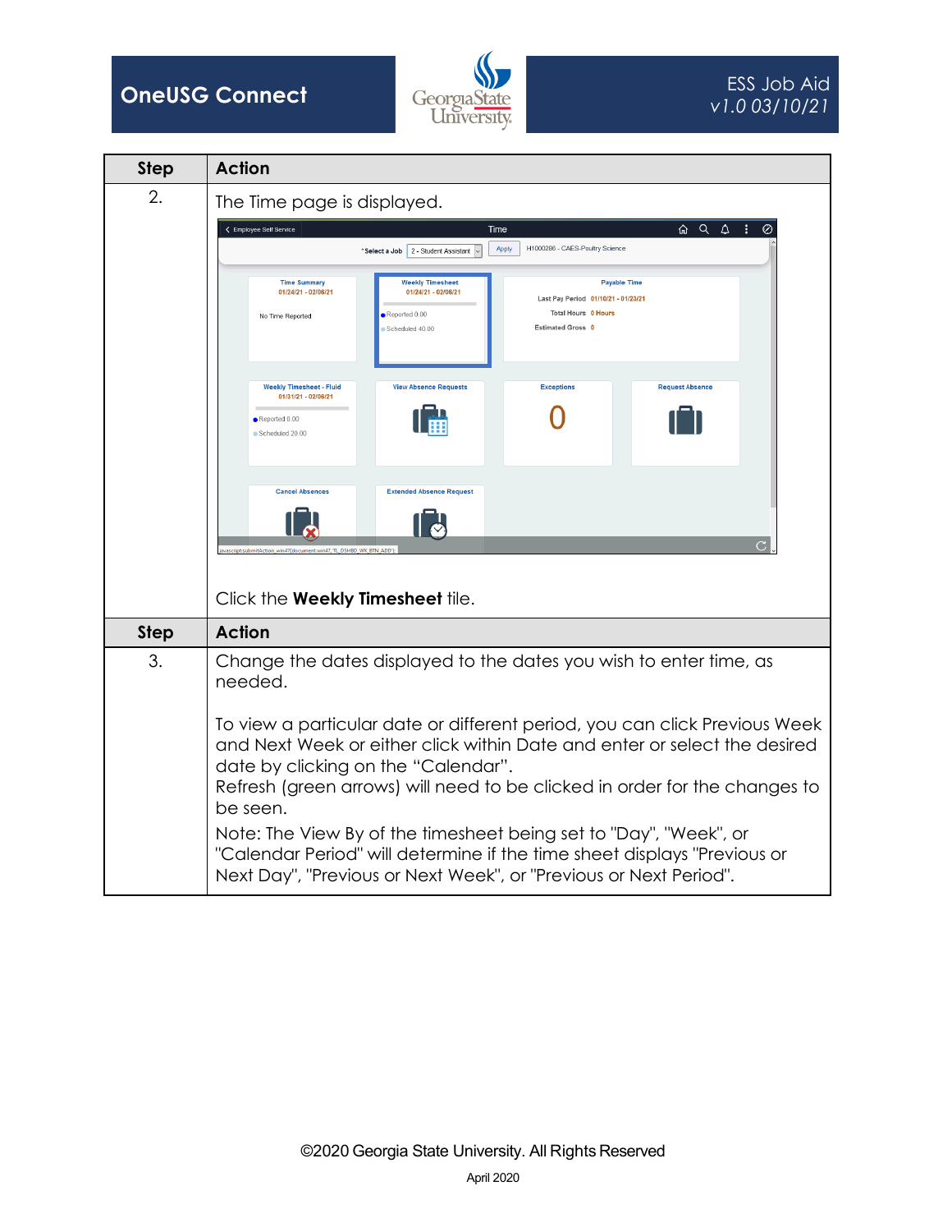| Step | Action |
|---|---|
| 2. | The Time page is displayed.<br><br>Click the **Weekly Timesheet** tile. |
| **Step** | **Action** |
| 3. | Change the dates displayed to the dates you wish to enter time, as needed.<br><br>To view a particular date or different period, you can click Previous Week and Next Week or either click within Date and enter or select the desired date by clicking on the "Calendar".<br>Refresh (green arrows) will need to be clicked in order for the changes to be seen.<br>Note: The View By of the timesheet being set to "Day", "Week", or "Calendar Period" will determine if the time sheet displays "Previous or Next Day", "Previous or Next Week", or "Previous or Next Period". |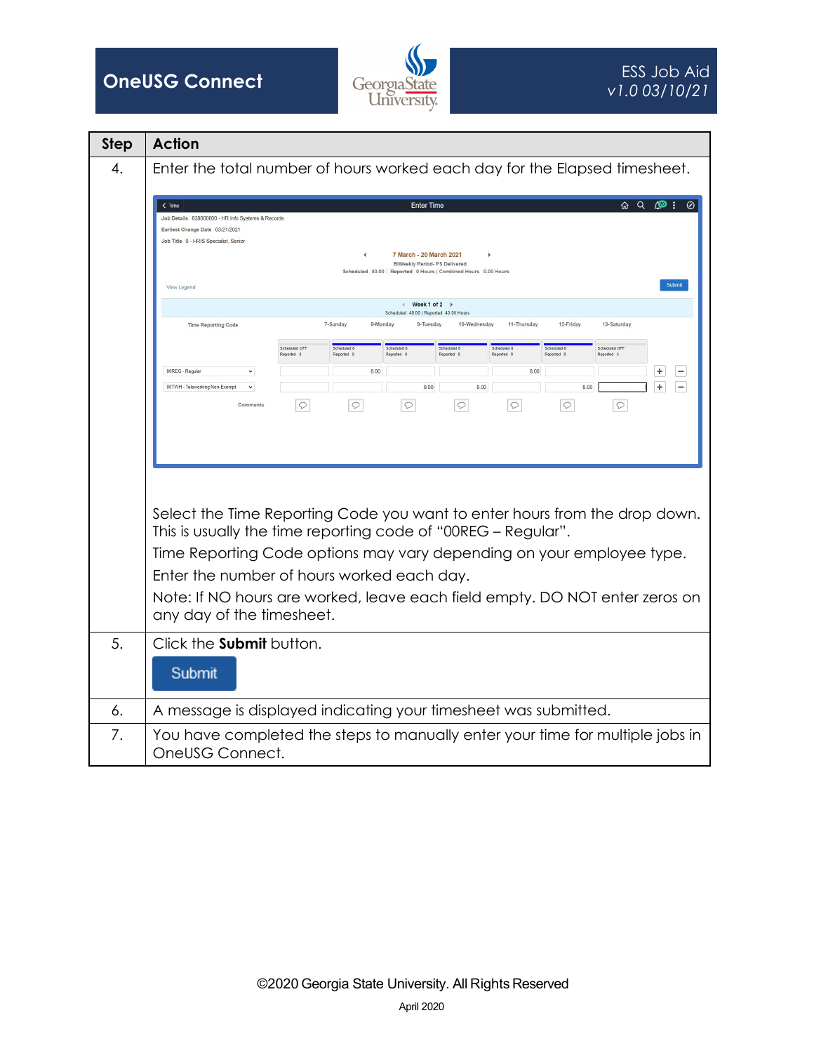| Step | Action |
| --- | --- |
| 4. | Enter the total number of hours worked each day for the Elapsed timesheet.<br><br>Select the Time Reporting Code you want to enter hours from the drop down. This is usually the time reporting code of "00REG – Regular".<br>Time Reporting Code options may vary depending on your employee type.<br>Enter the number of hours worked each day.<br>Note: If NO hours are worked, leave each field empty. DO NOT enter zeros on any day of the timesheet. |
| 5. | Click the **Submit** button.<br>Submit |
| 6. | A message is displayed indicating your timesheet was submitted. |
| 7. | You have completed the steps to manually enter your time for multiple jobs in OneUSG Connect. |

©2020 Georgia State University. All Rights Reserved

April 2020